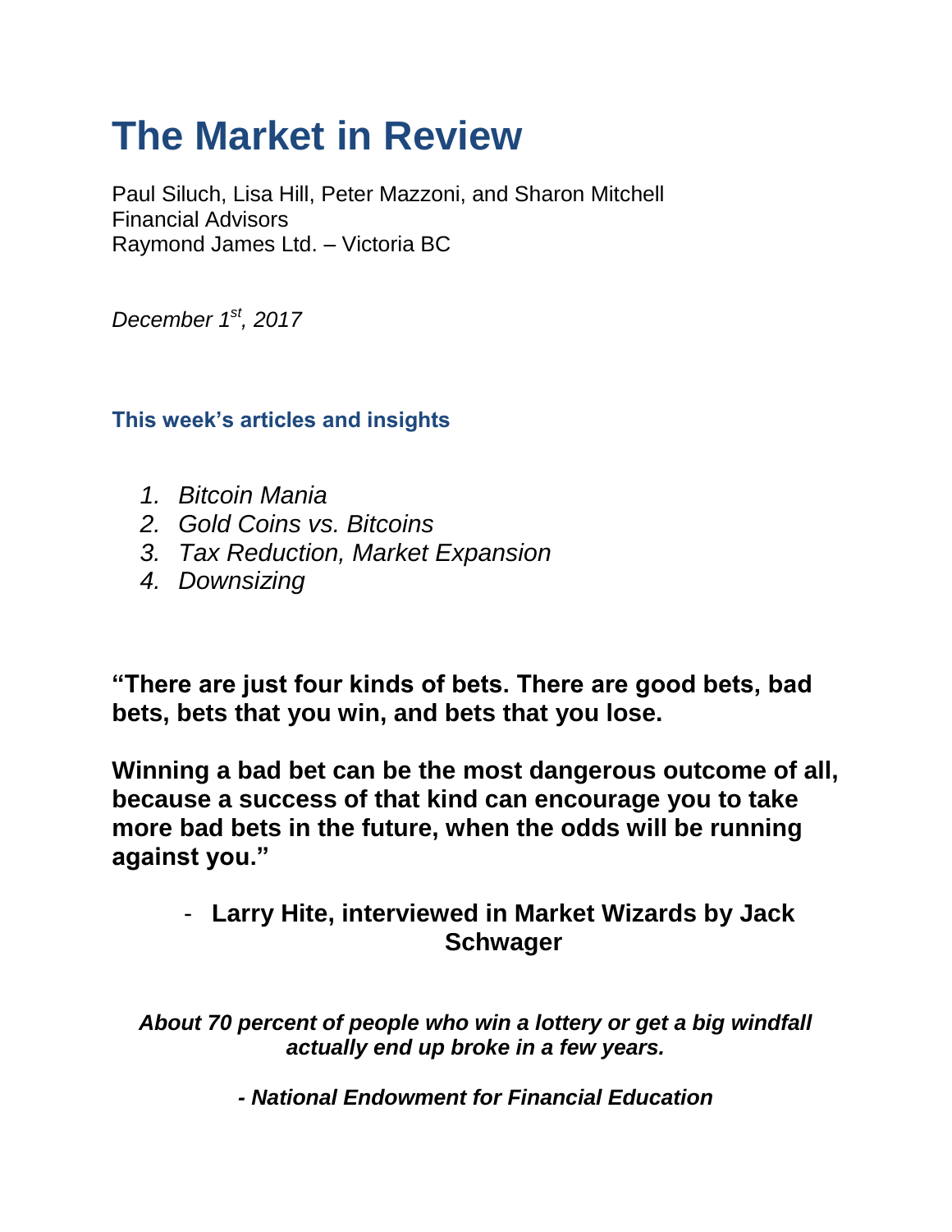# The Market in Review

Paul Siluch, Lisa Hill, Peter Mazzoni, and Sharon Mitchell
Financial Advisors
Raymond James Ltd. – Victoria BC

*December 1st, 2017*

### This week's articles and insights

1. *Bitcoin Mania*
2. *Gold Coins vs. Bitcoins*
3. *Tax Reduction, Market Expansion*
4. *Downsizing*

**"There are just four kinds of bets. There are good bets, bad bets, bets that you win, and bets that you lose.**

**Winning a bad bet can be the most dangerous outcome of all, because a success of that kind can encourage you to take more bad bets in the future, when the odds will be running against you."**

- **Larry Hite, interviewed in Market Wizards by Jack Schwager**

***About 70 percent of people who win a lottery or get a big windfall actually end up broke in a few years.***

***- National Endowment for Financial Education***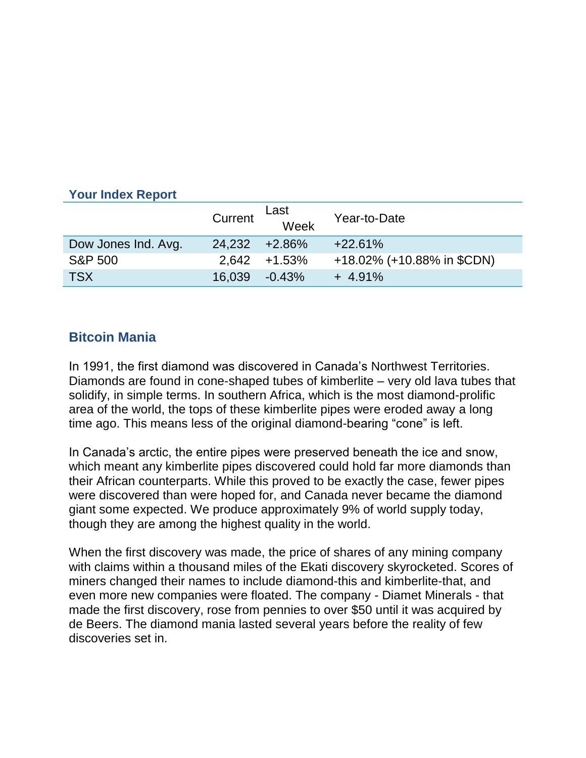### Your Index Report

| | Current | Last Week | Year-to-Date |
|---|---|---|---|
| Dow Jones Ind. Avg. | 24,232 | +2.86% | +22.61% |
| S&P 500 | 2,642 | +1.53% | +18.02% (+10.88% in $CDN) |
| TSX | 16,039 | -0.43% | + 4.91% |

## Bitcoin Mania

In 1991, the first diamond was discovered in Canada's Northwest Territories. Diamonds are found in cone-shaped tubes of kimberlite – very old lava tubes that solidify, in simple terms. In southern Africa, which is the most diamond-prolific area of the world, the tops of these kimberlite pipes were eroded away a long time ago. This means less of the original diamond-bearing "cone" is left.

In Canada's arctic, the entire pipes were preserved beneath the ice and snow, which meant any kimberlite pipes discovered could hold far more diamonds than their African counterparts. While this proved to be exactly the case, fewer pipes were discovered than were hoped for, and Canada never became the diamond giant some expected. We produce approximately 9% of world supply today, though they are among the highest quality in the world.

When the first discovery was made, the price of shares of any mining company with claims within a thousand miles of the Ekati discovery skyrocketed. Scores of miners changed their names to include diamond-this and kimberlite-that, and even more new companies were floated. The company - Diamet Minerals - that made the first discovery, rose from pennies to over $50 until it was acquired by de Beers. The diamond mania lasted several years before the reality of few discoveries set in.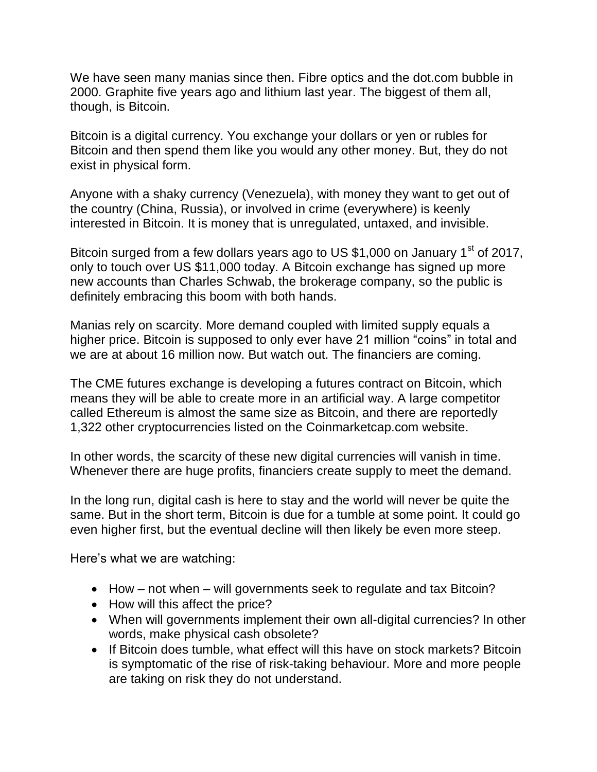We have seen many manias since then. Fibre optics and the dot.com bubble in 2000. Graphite five years ago and lithium last year. The biggest of them all, though, is Bitcoin.

Bitcoin is a digital currency. You exchange your dollars or yen or rubles for Bitcoin and then spend them like you would any other money. But, they do not exist in physical form.

Anyone with a shaky currency (Venezuela), with money they want to get out of the country (China, Russia), or involved in crime (everywhere) is keenly interested in Bitcoin. It is money that is unregulated, untaxed, and invisible.

Bitcoin surged from a few dollars years ago to US $1,000 on January 1st of 2017, only to touch over US $11,000 today. A Bitcoin exchange has signed up more new accounts than Charles Schwab, the brokerage company, so the public is definitely embracing this boom with both hands.

Manias rely on scarcity. More demand coupled with limited supply equals a higher price. Bitcoin is supposed to only ever have 21 million "coins" in total and we are at about 16 million now. But watch out. The financiers are coming.

The CME futures exchange is developing a futures contract on Bitcoin, which means they will be able to create more in an artificial way. A large competitor called Ethereum is almost the same size as Bitcoin, and there are reportedly 1,322 other cryptocurrencies listed on the Coinmarketcap.com website.

In other words, the scarcity of these new digital currencies will vanish in time. Whenever there are huge profits, financiers create supply to meet the demand.

In the long run, digital cash is here to stay and the world will never be quite the same. But in the short term, Bitcoin is due for a tumble at some point. It could go even higher first, but the eventual decline will then likely be even more steep.

Here's what we are watching:

- How – not when – will governments seek to regulate and tax Bitcoin?
- How will this affect the price?
- When will governments implement their own all-digital currencies? In other words, make physical cash obsolete?
- If Bitcoin does tumble, what effect will this have on stock markets? Bitcoin is symptomatic of the rise of risk-taking behaviour. More and more people are taking on risk they do not understand.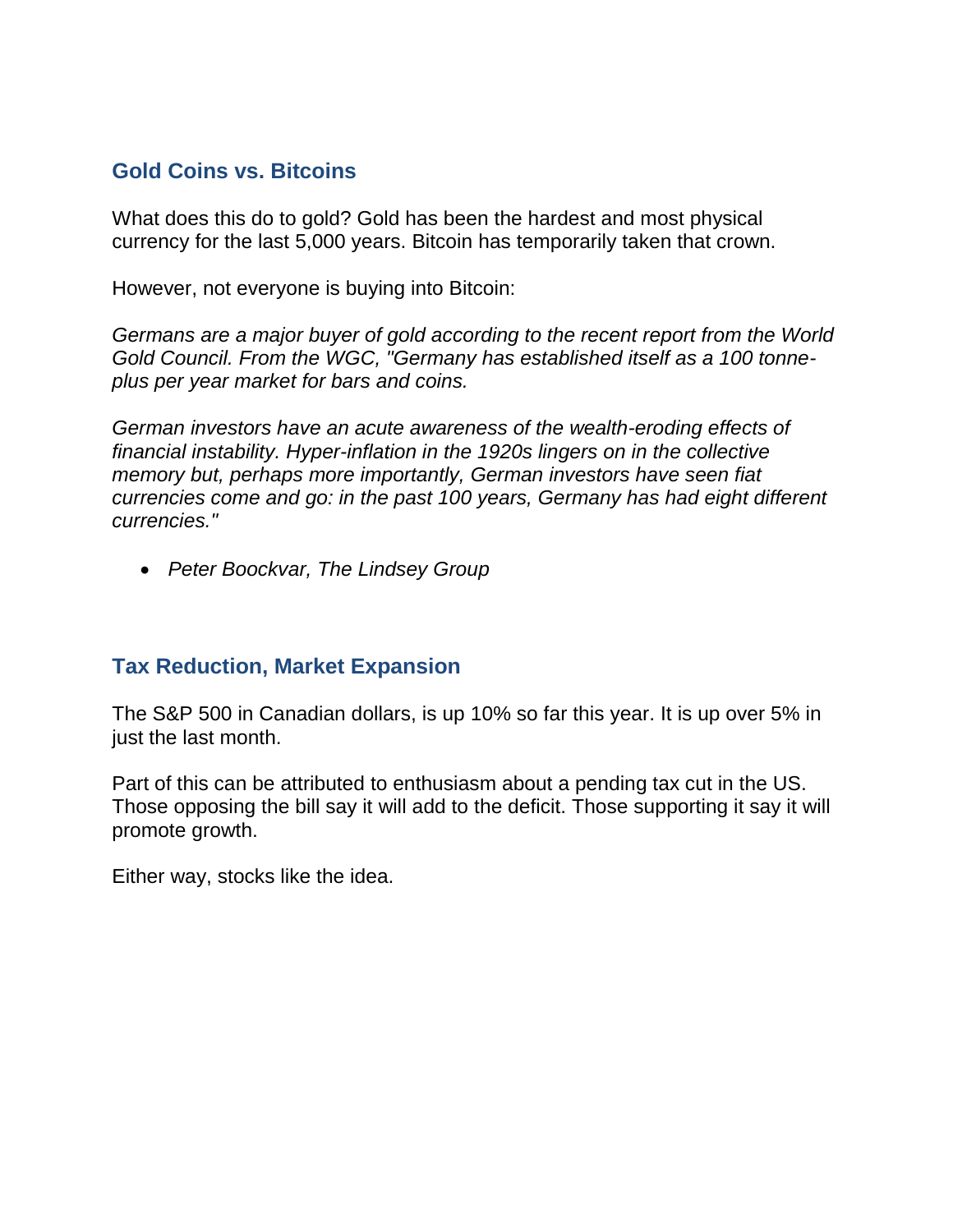## Gold Coins vs. Bitcoins

What does this do to gold? Gold has been the hardest and most physical currency for the last 5,000 years. Bitcoin has temporarily taken that crown.

However, not everyone is buying into Bitcoin:

*Germans are a major buyer of gold according to the recent report from the World Gold Council. From the WGC, "Germany has established itself as a 100 tonne-plus per year market for bars and coins.*

*German investors have an acute awareness of the wealth-eroding effects of financial instability. Hyper-inflation in the 1920s lingers on in the collective memory but, perhaps more importantly, German investors have seen fiat currencies come and go: in the past 100 years, Germany has had eight different currencies."*

- *Peter Boockvar, The Lindsey Group*

## Tax Reduction, Market Expansion

The S&P 500 in Canadian dollars, is up 10% so far this year. It is up over 5% in just the last month.

Part of this can be attributed to enthusiasm about a pending tax cut in the US. Those opposing the bill say it will add to the deficit. Those supporting it say it will promote growth.

Either way, stocks like the idea.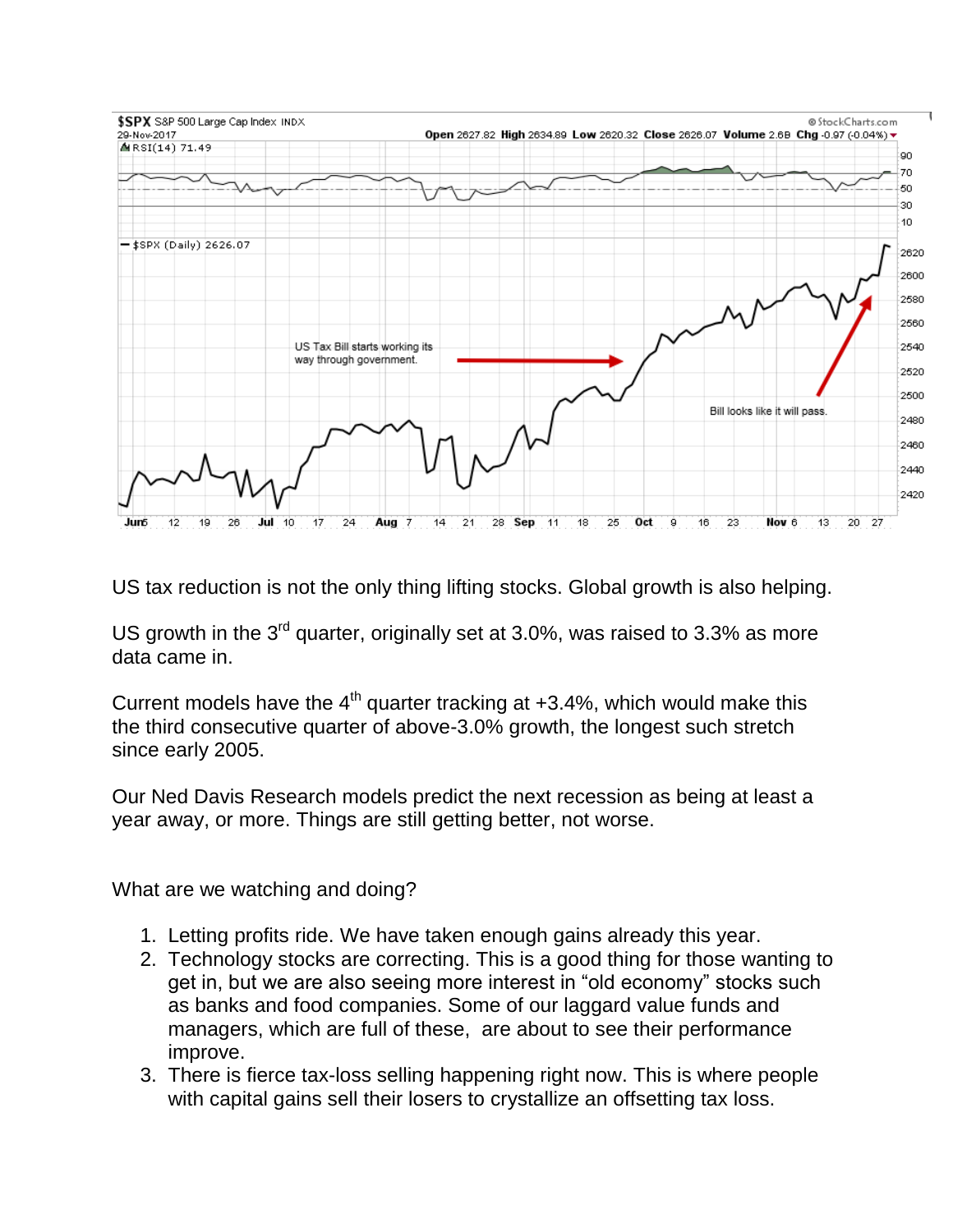US tax reduction is not the only thing lifting stocks. Global growth is also helping.

US growth in the 3rd quarter, originally set at 3.0%, was raised to 3.3% as more data came in.

Current models have the 4th quarter tracking at +3.4%, which would make this the third consecutive quarter of above-3.0% growth, the longest such stretch since early 2005.

Our Ned Davis Research models predict the next recession as being at least a year away, or more. Things are still getting better, not worse.

What are we watching and doing?

1. Letting profits ride. We have taken enough gains already this year.
2. Technology stocks are correcting. This is a good thing for those wanting to get in, but we are also seeing more interest in “old economy” stocks such as banks and food companies. Some of our laggard value funds and managers, which are full of these, are about to see their performance improve.
3. There is fierce tax-loss selling happening right now. This is where people with capital gains sell their losers to crystallize an offsetting tax loss.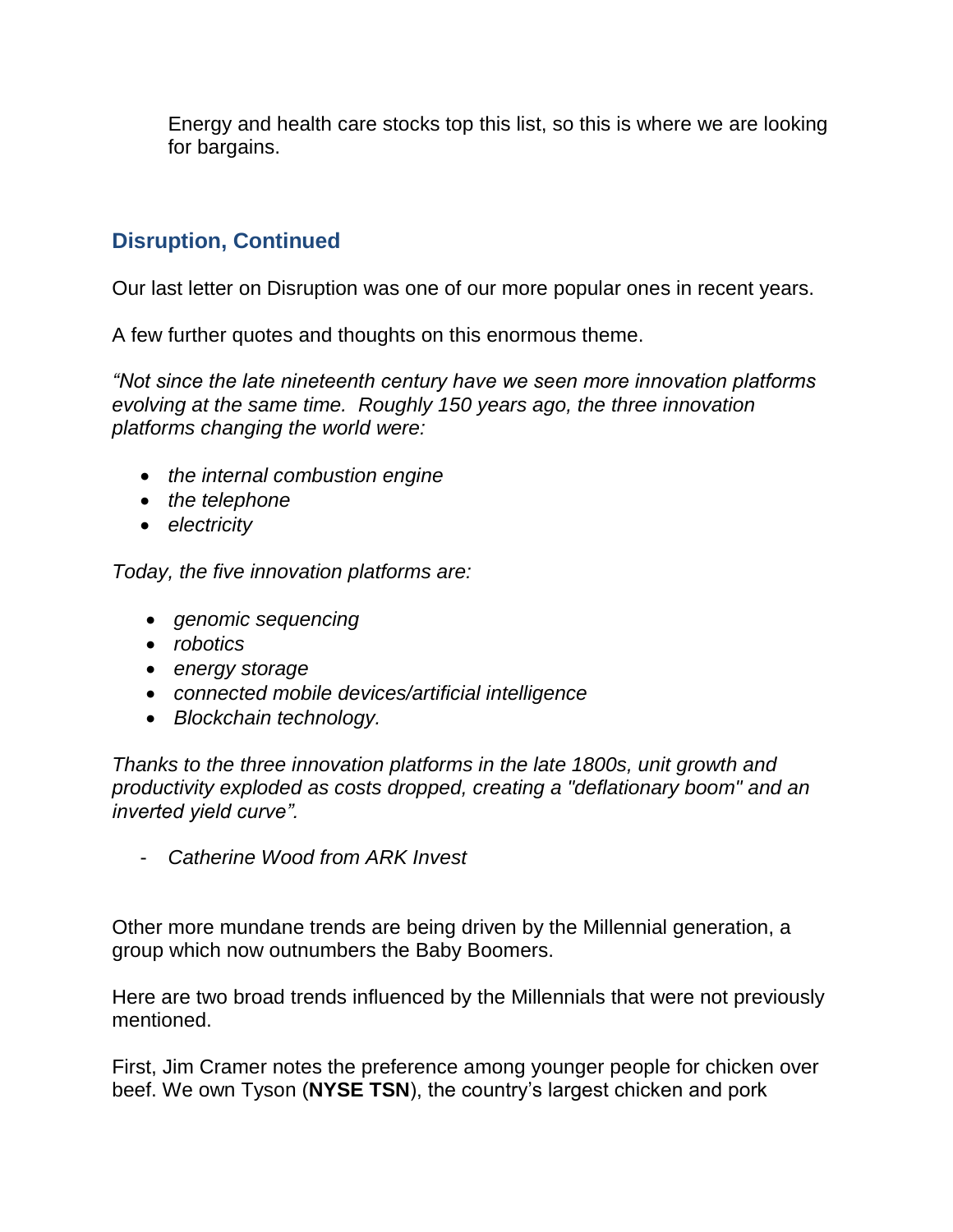Energy and health care stocks top this list, so this is where we are looking for bargains.

## Disruption, Continued

Our last letter on Disruption was one of our more popular ones in recent years.

A few further quotes and thoughts on this enormous theme.

*"Not since the late nineteenth century have we seen more innovation platforms evolving at the same time. Roughly 150 years ago, the three innovation platforms changing the world were:*

- *the internal combustion engine*
- *the telephone*
- *electricity*

*Today, the five innovation platforms are:*

- *genomic sequencing*
- *robotics*
- *energy storage*
- *connected mobile devices/artificial intelligence*
- *Blockchain technology.*

*Thanks to the three innovation platforms in the late 1800s, unit growth and productivity exploded as costs dropped, creating a "deflationary boom" and an inverted yield curve".*

- *Catherine Wood from ARK Invest*

Other more mundane trends are being driven by the Millennial generation, a group which now outnumbers the Baby Boomers.

Here are two broad trends influenced by the Millennials that were not previously mentioned.

First, Jim Cramer notes the preference among younger people for chicken over beef. We own Tyson (**NYSE TSN**), the country's largest chicken and pork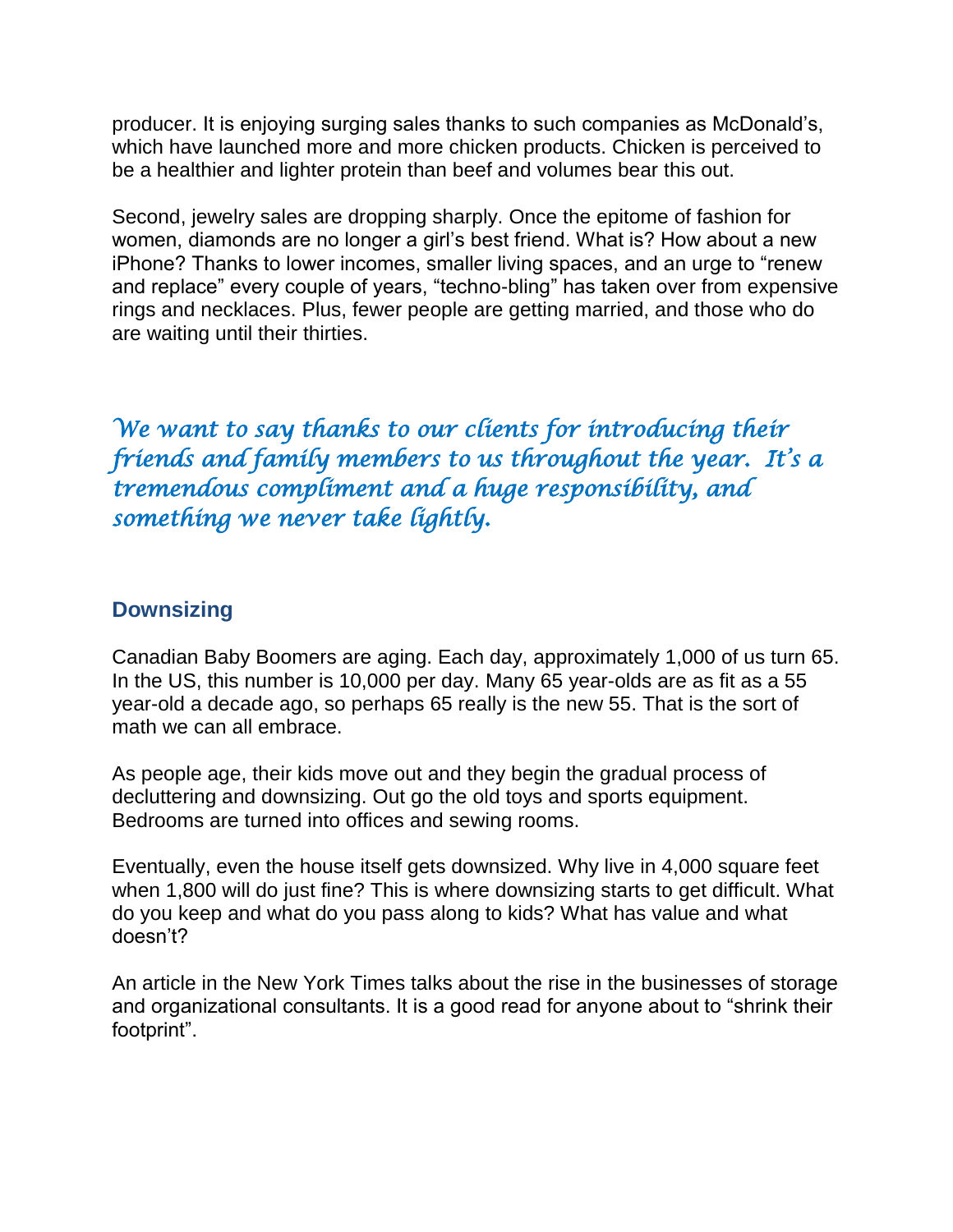producer. It is enjoying surging sales thanks to such companies as McDonald's, which have launched more and more chicken products. Chicken is perceived to be a healthier and lighter protein than beef and volumes bear this out.

Second, jewelry sales are dropping sharply. Once the epitome of fashion for women, diamonds are no longer a girl's best friend. What is? How about a new iPhone? Thanks to lower incomes, smaller living spaces, and an urge to "renew and replace" every couple of years, "techno-bling" has taken over from expensive rings and necklaces. Plus, fewer people are getting married, and those who do are waiting until their thirties.

*We want to say thanks to our clients for introducing their friends and family members to us throughout the year. It's a tremendous compliment and a huge responsibility, and something we never take lightly.*

## Downsizing

Canadian Baby Boomers are aging. Each day, approximately 1,000 of us turn 65. In the US, this number is 10,000 per day. Many 65 year-olds are as fit as a 55 year-old a decade ago, so perhaps 65 really is the new 55. That is the sort of math we can all embrace.

As people age, their kids move out and they begin the gradual process of decluttering and downsizing. Out go the old toys and sports equipment. Bedrooms are turned into offices and sewing rooms.

Eventually, even the house itself gets downsized. Why live in 4,000 square feet when 1,800 will do just fine? This is where downsizing starts to get difficult. What do you keep and what do you pass along to kids? What has value and what doesn't?

An article in the New York Times talks about the rise in the businesses of storage and organizational consultants. It is a good read for anyone about to "shrink their footprint".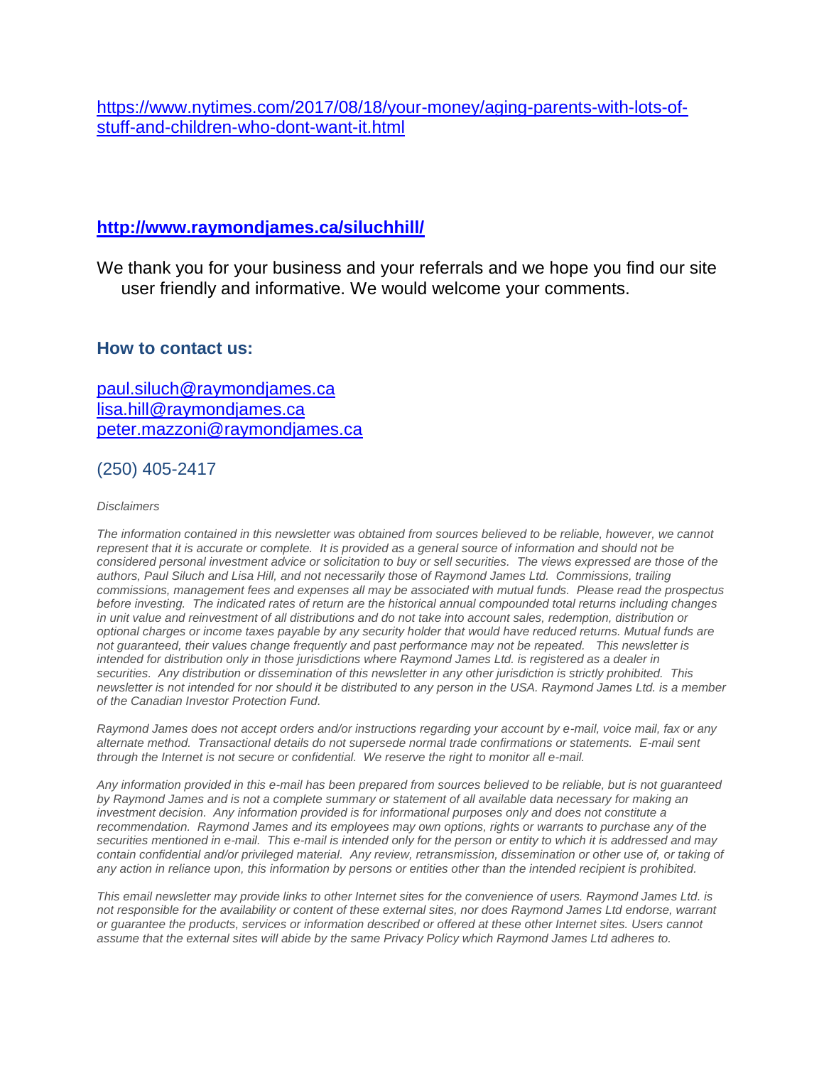https://www.nytimes.com/2017/08/18/your-money/aging-parents-with-lots-of-stuff-and-children-who-dont-want-it.html

**http://www.raymondjames.ca/siluchhill/**

We thank you for your business and your referrals and we hope you find our site user friendly and informative. We would welcome your comments.

### How to contact us:

paul.siluch@raymondjames.ca
lisa.hill@raymondjames.ca
peter.mazzoni@raymondjames.ca

(250) 405-2417

*Disclaimers*

*The information contained in this newsletter was obtained from sources believed to be reliable, however, we cannot represent that it is accurate or complete. It is provided as a general source of information and should not be considered personal investment advice or solicitation to buy or sell securities. The views expressed are those of the authors, Paul Siluch and Lisa Hill, and not necessarily those of Raymond James Ltd. Commissions, trailing commissions, management fees and expenses all may be associated with mutual funds. Please read the prospectus before investing. The indicated rates of return are the historical annual compounded total returns including changes in unit value and reinvestment of all distributions and do not take into account sales, redemption, distribution or optional charges or income taxes payable by any security holder that would have reduced returns. Mutual funds are not guaranteed, their values change frequently and past performance may not be repeated. This newsletter is intended for distribution only in those jurisdictions where Raymond James Ltd. is registered as a dealer in securities. Any distribution or dissemination of this newsletter in any other jurisdiction is strictly prohibited. This newsletter is not intended for nor should it be distributed to any person in the USA. Raymond James Ltd. is a member of the Canadian Investor Protection Fund.*

*Raymond James does not accept orders and/or instructions regarding your account by e-mail, voice mail, fax or any alternate method. Transactional details do not supersede normal trade confirmations or statements. E-mail sent through the Internet is not secure or confidential. We reserve the right to monitor all e-mail.*

*Any information provided in this e-mail has been prepared from sources believed to be reliable, but is not guaranteed by Raymond James and is not a complete summary or statement of all available data necessary for making an investment decision. Any information provided is for informational purposes only and does not constitute a recommendation. Raymond James and its employees may own options, rights or warrants to purchase any of the securities mentioned in e-mail. This e-mail is intended only for the person or entity to which it is addressed and may contain confidential and/or privileged material. Any review, retransmission, dissemination or other use of, or taking of any action in reliance upon, this information by persons or entities other than the intended recipient is prohibited.*

*This email newsletter may provide links to other Internet sites for the convenience of users. Raymond James Ltd. is not responsible for the availability or content of these external sites, nor does Raymond James Ltd endorse, warrant or guarantee the products, services or information described or offered at these other Internet sites. Users cannot assume that the external sites will abide by the same Privacy Policy which Raymond James Ltd adheres to.*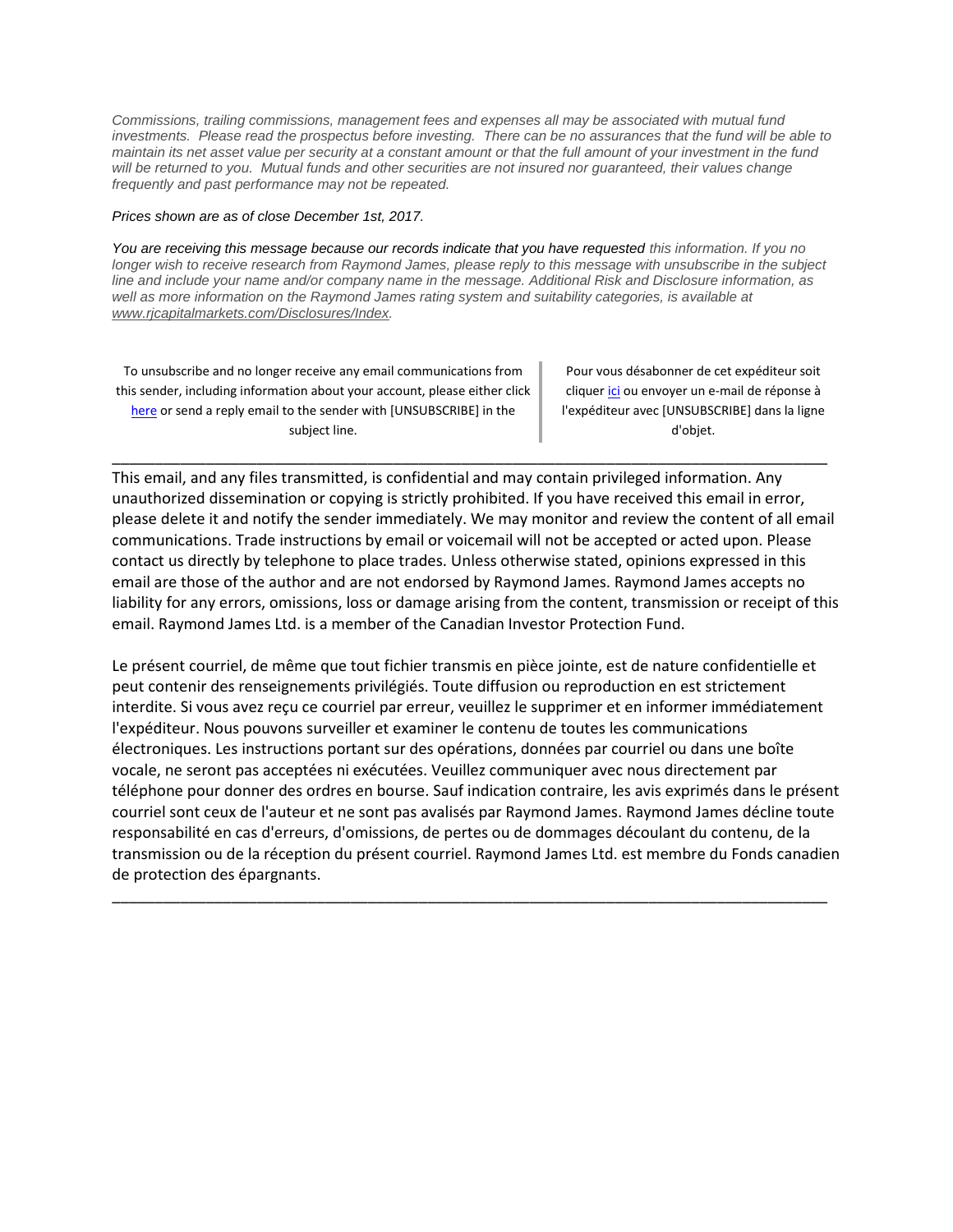*Commissions, trailing commissions, management fees and expenses all may be associated with mutual fund investments. Please read the prospectus before investing. There can be no assurances that the fund will be able to maintain its net asset value per security at a constant amount or that the full amount of your investment in the fund will be returned to you. Mutual funds and other securities are not insured nor guaranteed, their values change frequently and past performance may not be repeated.*

*Prices shown are as of close December 1st, 2017.*

*You are receiving this message because our records indicate that you have requested this information. If you no longer wish to receive research from Raymond James, please reply to this message with unsubscribe in the subject line and include your name and/or company name in the message. Additional Risk and Disclosure information, as well as more information on the Raymond James rating system and suitability categories, is available at www.rjcapitalmarkets.com/Disclosures/Index.*

To unsubscribe and no longer receive any email communications from this sender, including information about your account, please either click here or send a reply email to the sender with [UNSUBSCRIBE] in the subject line.

Pour vous désabonner de cet expéditeur soit cliquer ici ou envoyer un e-mail de réponse à l'expéditeur avec [UNSUBSCRIBE] dans la ligne d'objet.

---

This email, and any files transmitted, is confidential and may contain privileged information. Any unauthorized dissemination or copying is strictly prohibited. If you have received this email in error, please delete it and notify the sender immediately. We may monitor and review the content of all email communications. Trade instructions by email or voicemail will not be accepted or acted upon. Please contact us directly by telephone to place trades. Unless otherwise stated, opinions expressed in this email are those of the author and are not endorsed by Raymond James. Raymond James accepts no liability for any errors, omissions, loss or damage arising from the content, transmission or receipt of this email. Raymond James Ltd. is a member of the Canadian Investor Protection Fund.

Le présent courriel, de même que tout fichier transmis en pièce jointe, est de nature confidentielle et peut contenir des renseignements privilégiés. Toute diffusion ou reproduction en est strictement interdite. Si vous avez reçu ce courriel par erreur, veuillez le supprimer et en informer immédiatement l'expéditeur. Nous pouvons surveiller et examiner le contenu de toutes les communications électroniques. Les instructions portant sur des opérations, données par courriel ou dans une boîte vocale, ne seront pas acceptées ni exécutées. Veuillez communiquer avec nous directement par téléphone pour donner des ordres en bourse. Sauf indication contraire, les avis exprimés dans le présent courriel sont ceux de l'auteur et ne sont pas avalisés par Raymond James. Raymond James décline toute responsabilité en cas d'erreurs, d'omissions, de pertes ou de dommages découlant du contenu, de la transmission ou de la réception du présent courriel. Raymond James Ltd. est membre du Fonds canadien de protection des épargnants.

---